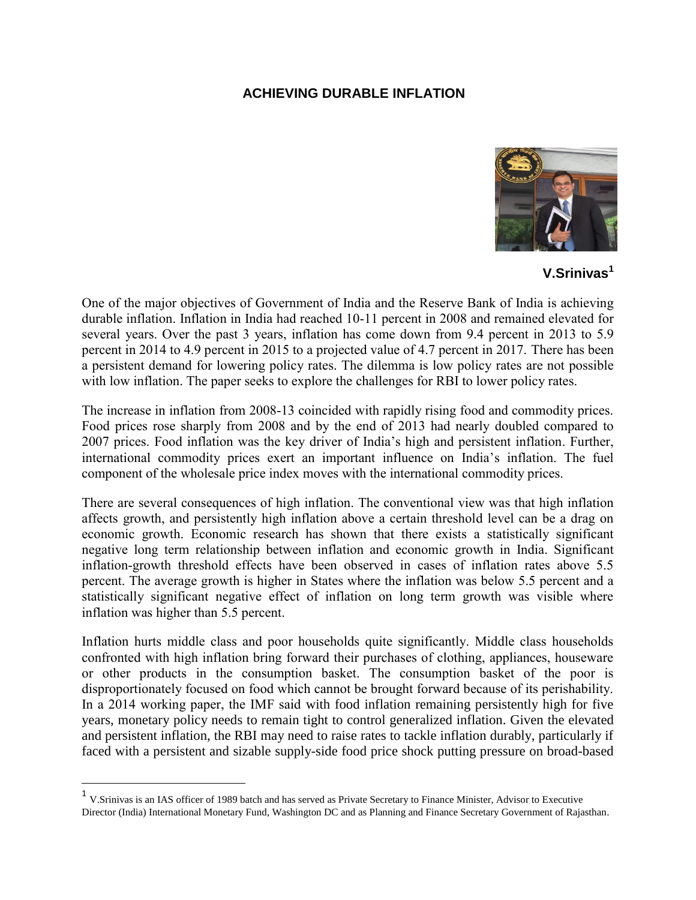# ACHIEVING DURABLE INFLATION

**V.Srinivas[1]**

One of the major objectives of Government of India and the Reserve Bank of India is achieving durable inflation. Inflation in India had reached 10-11 percent in 2008 and remained elevated for several years. Over the past 3 years, inflation has come down from 9.4 percent in 2013 to 5.9 percent in 2014 to 4.9 percent in 2015 to a projected value of 4.7 percent in 2017. There has been a persistent demand for lowering policy rates. The dilemma is low policy rates are not possible with low inflation. The paper seeks to explore the challenges for RBI to lower policy rates.

The increase in inflation from 2008-13 coincided with rapidly rising food and commodity prices. Food prices rose sharply from 2008 and by the end of 2013 had nearly doubled compared to 2007 prices. Food inflation was the key driver of India's high and persistent inflation. Further, international commodity prices exert an important influence on India's inflation. The fuel component of the wholesale price index moves with the international commodity prices.

There are several consequences of high inflation. The conventional view was that high inflation affects growth, and persistently high inflation above a certain threshold level can be a drag on economic growth. Economic research has shown that there exists a statistically significant negative long term relationship between inflation and economic growth in India. Significant inflation-growth threshold effects have been observed in cases of inflation rates above 5.5 percent. The average growth is higher in States where the inflation was below 5.5 percent and a statistically significant negative effect of inflation on long term growth was visible where inflation was higher than 5.5 percent.

Inflation hurts middle class and poor households quite significantly. Middle class households confronted with high inflation bring forward their purchases of clothing, appliances, houseware or other products in the consumption basket. The consumption basket of the poor is disproportionately focused on food which cannot be brought forward because of its perishability. In a 2014 working paper, the IMF said with food inflation remaining persistently high for five years, monetary policy needs to remain tight to control generalized inflation. Given the elevated and persistent inflation, the RBI may need to raise rates to tackle inflation durably, particularly if faced with a persistent and sizable supply-side food price shock putting pressure on broad-based

---

[1] V.Srinivas is an IAS officer of 1989 batch and has served as Private Secretary to Finance Minister, Advisor to Executive Director (India) International Monetary Fund, Washington DC and as Planning and Finance Secretary Government of Rajasthan.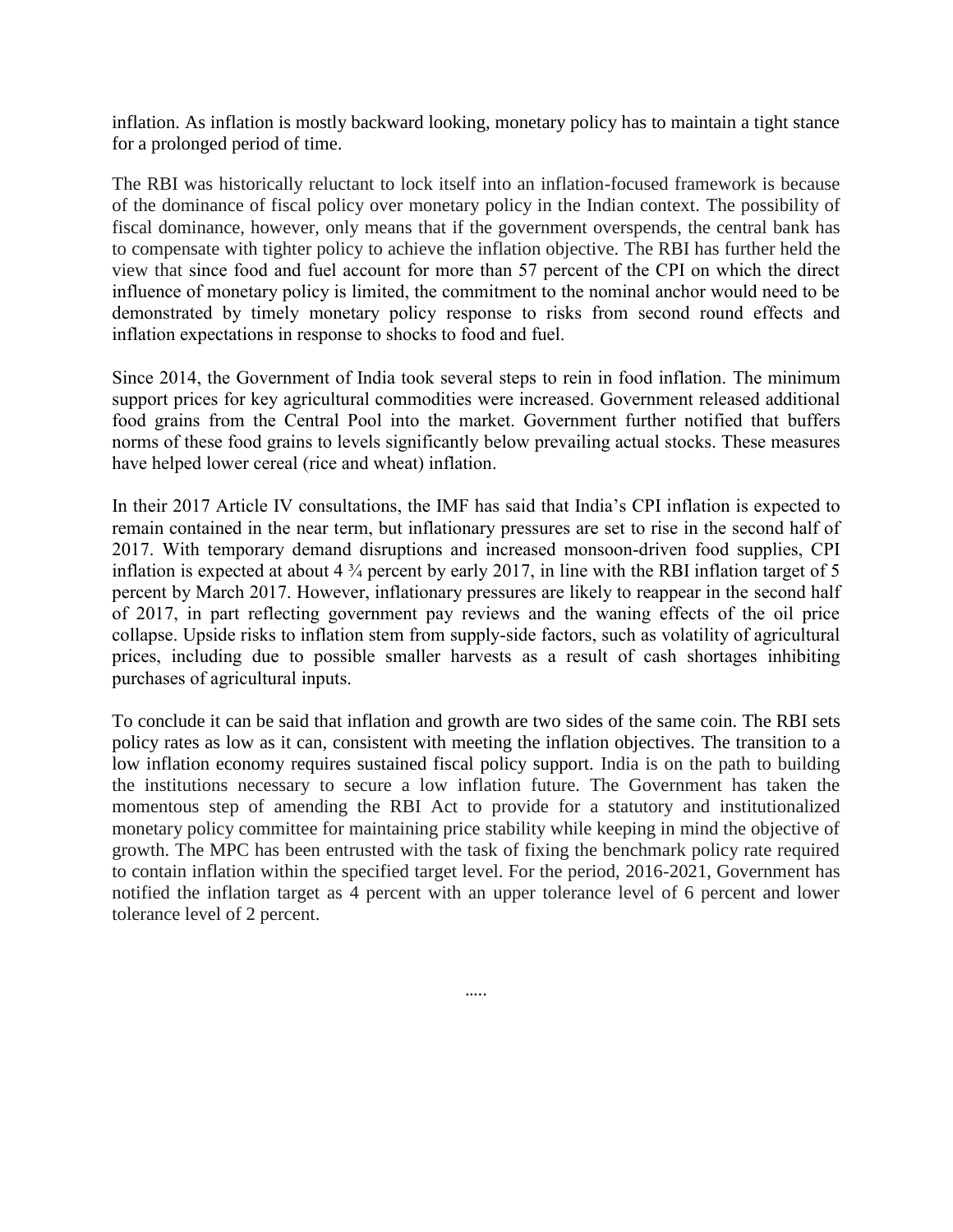inflation. As inflation is mostly backward looking, monetary policy has to maintain a tight stance for a prolonged period of time.

The RBI was historically reluctant to lock itself into an inflation-focused framework is because of the dominance of fiscal policy over monetary policy in the Indian context. The possibility of fiscal dominance, however, only means that if the government overspends, the central bank has to compensate with tighter policy to achieve the inflation objective. The RBI has further held the view that since food and fuel account for more than 57 percent of the CPI on which the direct influence of monetary policy is limited, the commitment to the nominal anchor would need to be demonstrated by timely monetary policy response to risks from second round effects and inflation expectations in response to shocks to food and fuel.

Since 2014, the Government of India took several steps to rein in food inflation. The minimum support prices for key agricultural commodities were increased. Government released additional food grains from the Central Pool into the market. Government further notified that buffers norms of these food grains to levels significantly below prevailing actual stocks. These measures have helped lower cereal (rice and wheat) inflation.

In their 2017 Article IV consultations, the IMF has said that India's CPI inflation is expected to remain contained in the near term, but inflationary pressures are set to rise in the second half of 2017. With temporary demand disruptions and increased monsoon-driven food supplies, CPI inflation is expected at about 4 ¾ percent by early 2017, in line with the RBI inflation target of 5 percent by March 2017. However, inflationary pressures are likely to reappear in the second half of 2017, in part reflecting government pay reviews and the waning effects of the oil price collapse. Upside risks to inflation stem from supply-side factors, such as volatility of agricultural prices, including due to possible smaller harvests as a result of cash shortages inhibiting purchases of agricultural inputs.

To conclude it can be said that inflation and growth are two sides of the same coin. The RBI sets policy rates as low as it can, consistent with meeting the inflation objectives. The transition to a low inflation economy requires sustained fiscal policy support. India is on the path to building the institutions necessary to secure a low inflation future. The Government has taken the momentous step of amending the RBI Act to provide for a statutory and institutionalized monetary policy committee for maintaining price stability while keeping in mind the objective of growth. The MPC has been entrusted with the task of fixing the benchmark policy rate required to contain inflation within the specified target level. For the period, 2016-2021, Government has notified the inflation target as 4 percent with an upper tolerance level of 6 percent and lower tolerance level of 2 percent.

.....